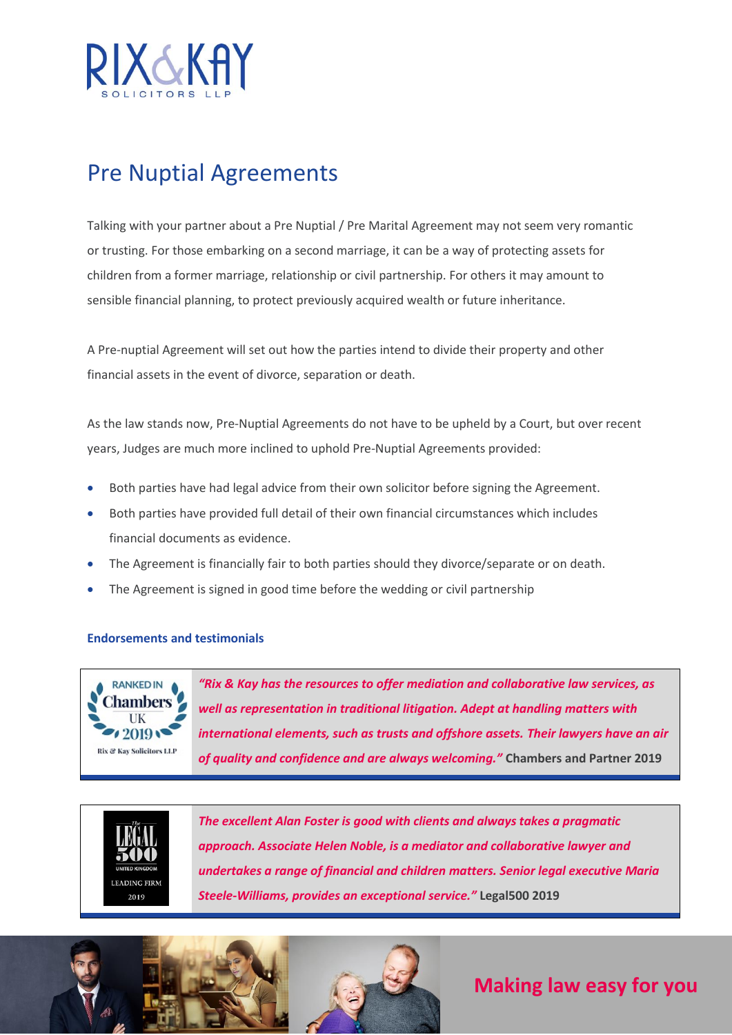RIX & KAY SOLICITORS LLP

# Pre Nuptial Agreements

Talking with your partner about a Pre Nuptial / Pre Marital Agreement may not seem very romantic or trusting. For those embarking on a second marriage, it can be a way of protecting assets for children from a former marriage, relationship or civil partnership. For others it may amount to sensible financial planning, to protect previously acquired wealth or future inheritance.

A Pre-nuptial Agreement will set out how the parties intend to divide their property and other financial assets in the event of divorce, separation or death.

As the law stands now, Pre-Nuptial Agreements do not have to be upheld by a Court, but over recent years, Judges are much more inclined to uphold Pre-Nuptial Agreements provided:

- Both parties have had legal advice from their own solicitor before signing the Agreement.
- Both parties have provided full detail of their own financial circumstances which includes financial documents as evidence.
- The Agreement is financially fair to both parties should they divorce/separate or on death.
- The Agreement is signed in good time before the wedding or civil partnership

### Endorsements and testimonials

RANKED IN Chambers UK 2019 — Rix & Kay Solicitors LLP

***"Rix & Kay has the resources to offer mediation and collaborative law services, as well as representation in traditional litigation. Adept at handling matters with international elements, such as trusts and offshore assets. Their lawyers have an air of quality and confidence and are always welcoming."*** **Chambers and Partner 2019**

The Legal 500 United Kingdom — Leading Firm 2019

***The excellent Alan Foster is good with clients and always takes a pragmatic approach. Associate Helen Noble, is a mediator and collaborative lawyer and undertakes a range of financial and children matters. Senior legal executive Maria Steele-Williams, provides an exceptional service."*** **Legal500 2019**

**Making law easy for you**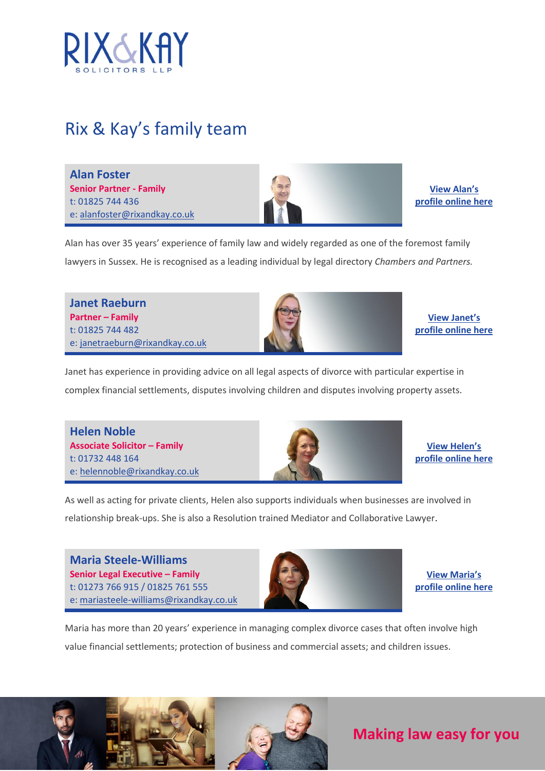RIX&KAY SOLICITORS LLP

# Rix & Kay's family team

**Alan Foster**
**Senior Partner - Family**
t: 01825 744 436
e: alanfoster@rixandkay.co.uk

**View Alan's profile online here**

Alan has over 35 years' experience of family law and widely regarded as one of the foremost family lawyers in Sussex. He is recognised as a leading individual by legal directory *Chambers and Partners.*

**Janet Raeburn**
**Partner – Family**
t: 01825 744 482
e: janetraeburn@rixandkay.co.uk

**View Janet's profile online here**

Janet has experience in providing advice on all legal aspects of divorce with particular expertise in complex financial settlements, disputes involving children and disputes involving property assets.

**Helen Noble**
**Associate Solicitor – Family**
t: 01732 448 164
e: helennoble@rixandkay.co.uk

**View Helen's profile online here**

As well as acting for private clients, Helen also supports individuals when businesses are involved in relationship break-ups. She is also a Resolution trained Mediator and Collaborative Lawyer.

**Maria Steele-Williams**
**Senior Legal Executive – Family**
t: 01273 766 915 / 01825 761 555
e: mariasteele-williams@rixandkay.co.uk

**View Maria's profile online here**

Maria has more than 20 years' experience in managing complex divorce cases that often involve high value financial settlements; protection of business and commercial assets; and children issues.

**Making law easy for you**